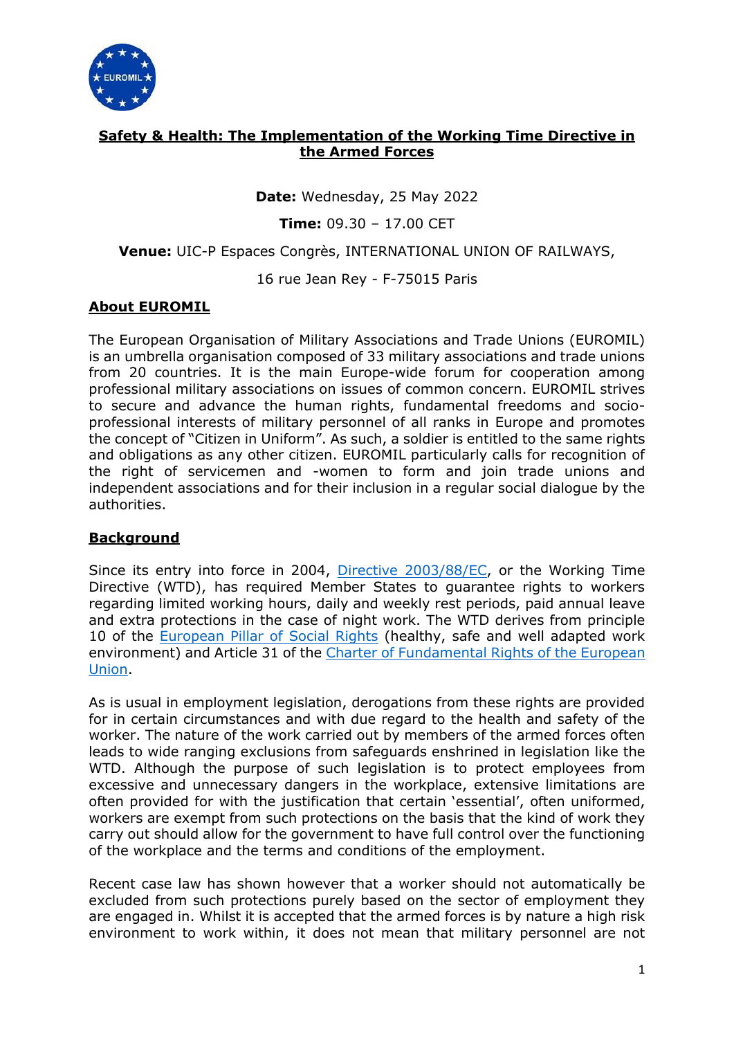# Safety & Health: The Implementation of the Working Time Directive in the Armed Forces

**Date:** Wednesday, 25 May 2022

**Time:** 09.30 – 17.00 CET

**Venue:** UIC-P Espaces Congrès, INTERNATIONAL UNION OF RAILWAYS,

16 rue Jean Rey - F-75015 Paris

## About EUROMIL

The European Organisation of Military Associations and Trade Unions (EUROMIL) is an umbrella organisation composed of 33 military associations and trade unions from 20 countries. It is the main Europe-wide forum for cooperation among professional military associations on issues of common concern. EUROMIL strives to secure and advance the human rights, fundamental freedoms and socio-professional interests of military personnel of all ranks in Europe and promotes the concept of "Citizen in Uniform". As such, a soldier is entitled to the same rights and obligations as any other citizen. EUROMIL particularly calls for recognition of the right of servicemen and -women to form and join trade unions and independent associations and for their inclusion in a regular social dialogue by the authorities.

## Background

Since its entry into force in 2004, Directive 2003/88/EC, or the Working Time Directive (WTD), has required Member States to guarantee rights to workers regarding limited working hours, daily and weekly rest periods, paid annual leave and extra protections in the case of night work. The WTD derives from principle 10 of the European Pillar of Social Rights (healthy, safe and well adapted work environment) and Article 31 of the Charter of Fundamental Rights of the European Union.

As is usual in employment legislation, derogations from these rights are provided for in certain circumstances and with due regard to the health and safety of the worker. The nature of the work carried out by members of the armed forces often leads to wide ranging exclusions from safeguards enshrined in legislation like the WTD. Although the purpose of such legislation is to protect employees from excessive and unnecessary dangers in the workplace, extensive limitations are often provided for with the justification that certain 'essential', often uniformed, workers are exempt from such protections on the basis that the kind of work they carry out should allow for the government to have full control over the functioning of the workplace and the terms and conditions of the employment.

Recent case law has shown however that a worker should not automatically be excluded from such protections purely based on the sector of employment they are engaged in. Whilst it is accepted that the armed forces is by nature a high risk environment to work within, it does not mean that military personnel are not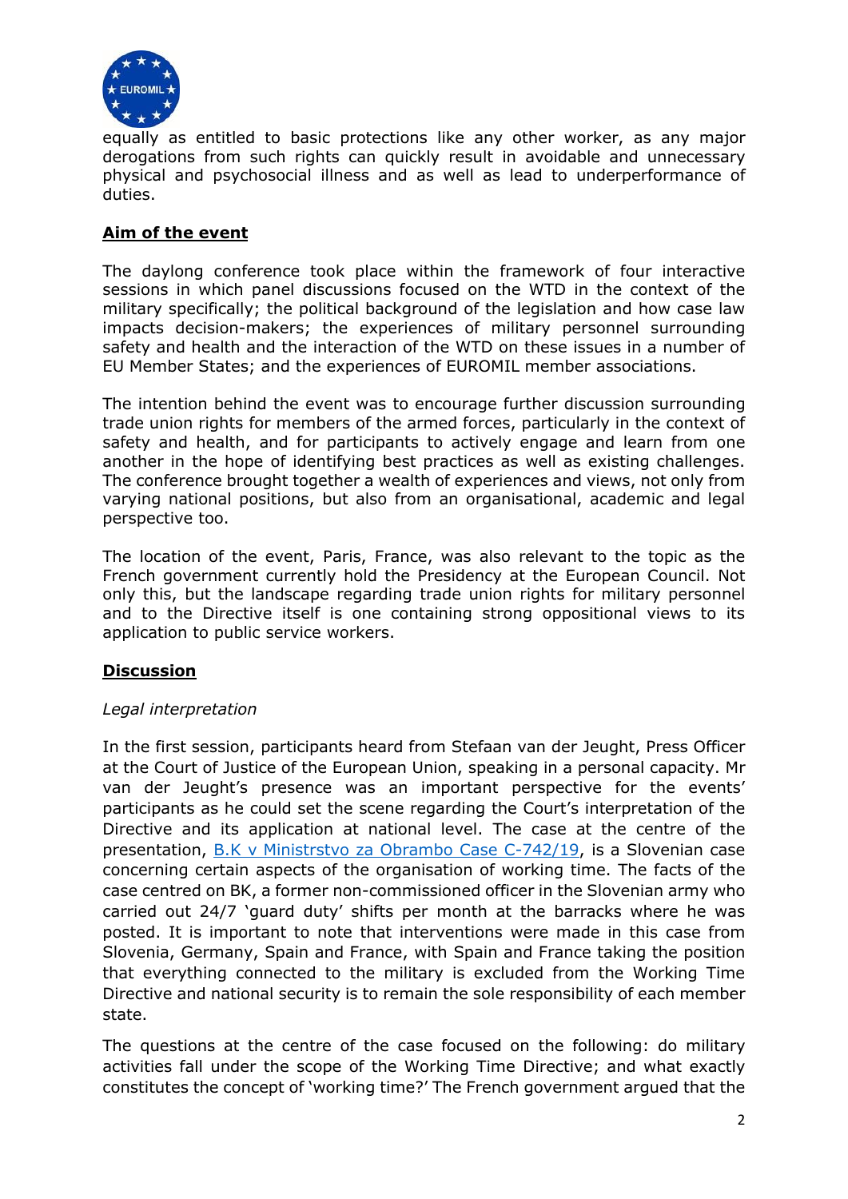equally as entitled to basic protections like any other worker, as any major derogations from such rights can quickly result in avoidable and unnecessary physical and psychosocial illness and as well as lead to underperformance of duties.

## Aim of the event

The daylong conference took place within the framework of four interactive sessions in which panel discussions focused on the WTD in the context of the military specifically; the political background of the legislation and how case law impacts decision-makers; the experiences of military personnel surrounding safety and health and the interaction of the WTD on these issues in a number of EU Member States; and the experiences of EUROMIL member associations.

The intention behind the event was to encourage further discussion surrounding trade union rights for members of the armed forces, particularly in the context of safety and health, and for participants to actively engage and learn from one another in the hope of identifying best practices as well as existing challenges. The conference brought together a wealth of experiences and views, not only from varying national positions, but also from an organisational, academic and legal perspective too.

The location of the event, Paris, France, was also relevant to the topic as the French government currently hold the Presidency at the European Council. Not only this, but the landscape regarding trade union rights for military personnel and to the Directive itself is one containing strong oppositional views to its application to public service workers.

## Discussion

*Legal interpretation*

In the first session, participants heard from Stefaan van der Jeught, Press Officer at the Court of Justice of the European Union, speaking in a personal capacity. Mr van der Jeught's presence was an important perspective for the events' participants as he could set the scene regarding the Court's interpretation of the Directive and its application at national level. The case at the centre of the presentation, [B.K v Ministrstvo za Obrambo Case C-742/19](), is a Slovenian case concerning certain aspects of the organisation of working time. The facts of the case centred on BK, a former non-commissioned officer in the Slovenian army who carried out 24/7 'guard duty' shifts per month at the barracks where he was posted. It is important to note that interventions were made in this case from Slovenia, Germany, Spain and France, with Spain and France taking the position that everything connected to the military is excluded from the Working Time Directive and national security is to remain the sole responsibility of each member state.

The questions at the centre of the case focused on the following: do military activities fall under the scope of the Working Time Directive; and what exactly constitutes the concept of 'working time?' The French government argued that the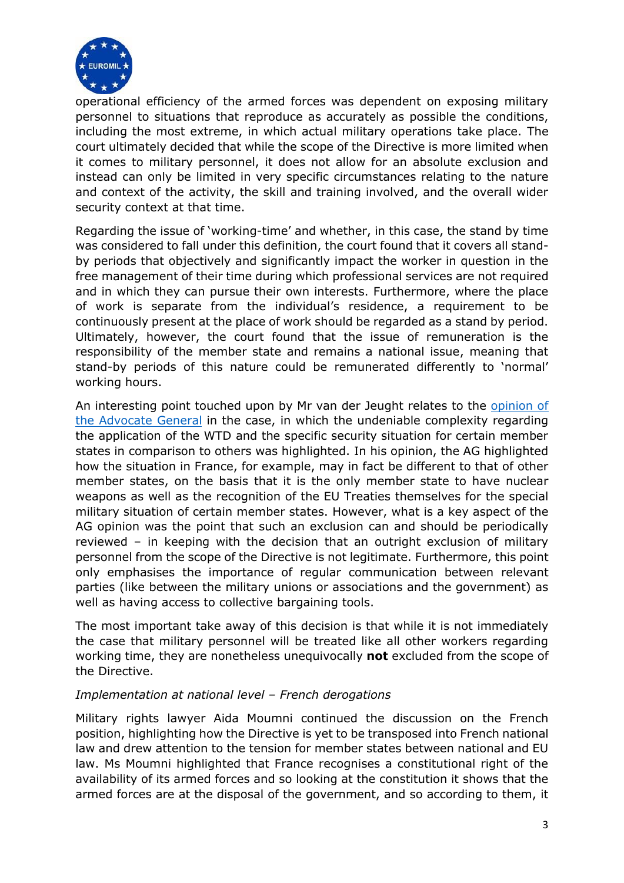operational efficiency of the armed forces was dependent on exposing military personnel to situations that reproduce as accurately as possible the conditions, including the most extreme, in which actual military operations take place. The court ultimately decided that while the scope of the Directive is more limited when it comes to military personnel, it does not allow for an absolute exclusion and instead can only be limited in very specific circumstances relating to the nature and context of the activity, the skill and training involved, and the overall wider security context at that time.

Regarding the issue of 'working-time' and whether, in this case, the stand by time was considered to fall under this definition, the court found that it covers all stand-by periods that objectively and significantly impact the worker in question in the free management of their time during which professional services are not required and in which they can pursue their own interests. Furthermore, where the place of work is separate from the individual's residence, a requirement to be continuously present at the place of work should be regarded as a stand by period. Ultimately, however, the court found that the issue of remuneration is the responsibility of the member state and remains a national issue, meaning that stand-by periods of this nature could be remunerated differently to 'normal' working hours.

An interesting point touched upon by Mr van der Jeught relates to the [opinion of the Advocate General] in the case, in which the undeniable complexity regarding the application of the WTD and the specific security situation for certain member states in comparison to others was highlighted. In his opinion, the AG highlighted how the situation in France, for example, may in fact be different to that of other member states, on the basis that it is the only member state to have nuclear weapons as well as the recognition of the EU Treaties themselves for the special military situation of certain member states. However, what is a key aspect of the AG opinion was the point that such an exclusion can and should be periodically reviewed – in keeping with the decision that an outright exclusion of military personnel from the scope of the Directive is not legitimate. Furthermore, this point only emphasises the importance of regular communication between relevant parties (like between the military unions or associations and the government) as well as having access to collective bargaining tools.

The most important take away of this decision is that while it is not immediately the case that military personnel will be treated like all other workers regarding working time, they are nonetheless unequivocally **not** excluded from the scope of the Directive.

*Implementation at national level – French derogations*

Military rights lawyer Aida Moumni continued the discussion on the French position, highlighting how the Directive is yet to be transposed into French national law and drew attention to the tension for member states between national and EU law. Ms Moumni highlighted that France recognises a constitutional right of the availability of its armed forces and so looking at the constitution it shows that the armed forces are at the disposal of the government, and so according to them, it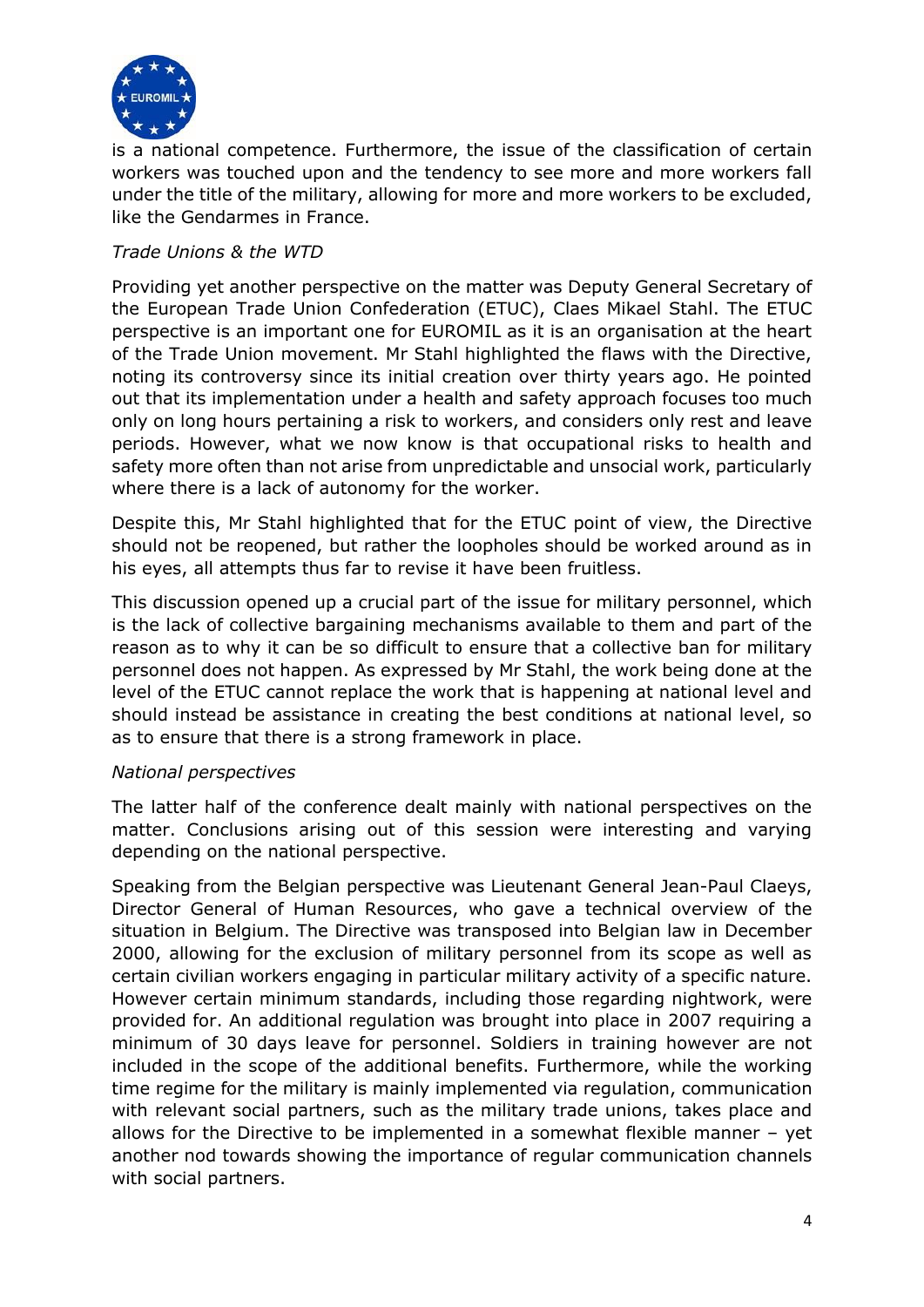is a national competence. Furthermore, the issue of the classification of certain workers was touched upon and the tendency to see more and more workers fall under the title of the military, allowing for more and more workers to be excluded, like the Gendarmes in France.

*Trade Unions & the WTD*

Providing yet another perspective on the matter was Deputy General Secretary of the European Trade Union Confederation (ETUC), Claes Mikael Stahl. The ETUC perspective is an important one for EUROMIL as it is an organisation at the heart of the Trade Union movement. Mr Stahl highlighted the flaws with the Directive, noting its controversy since its initial creation over thirty years ago. He pointed out that its implementation under a health and safety approach focuses too much only on long hours pertaining a risk to workers, and considers only rest and leave periods. However, what we now know is that occupational risks to health and safety more often than not arise from unpredictable and unsocial work, particularly where there is a lack of autonomy for the worker.

Despite this, Mr Stahl highlighted that for the ETUC point of view, the Directive should not be reopened, but rather the loopholes should be worked around as in his eyes, all attempts thus far to revise it have been fruitless.

This discussion opened up a crucial part of the issue for military personnel, which is the lack of collective bargaining mechanisms available to them and part of the reason as to why it can be so difficult to ensure that a collective ban for military personnel does not happen. As expressed by Mr Stahl, the work being done at the level of the ETUC cannot replace the work that is happening at national level and should instead be assistance in creating the best conditions at national level, so as to ensure that there is a strong framework in place.

*National perspectives*

The latter half of the conference dealt mainly with national perspectives on the matter. Conclusions arising out of this session were interesting and varying depending on the national perspective.

Speaking from the Belgian perspective was Lieutenant General Jean-Paul Claeys, Director General of Human Resources, who gave a technical overview of the situation in Belgium. The Directive was transposed into Belgian law in December 2000, allowing for the exclusion of military personnel from its scope as well as certain civilian workers engaging in particular military activity of a specific nature. However certain minimum standards, including those regarding nightwork, were provided for. An additional regulation was brought into place in 2007 requiring a minimum of 30 days leave for personnel. Soldiers in training however are not included in the scope of the additional benefits. Furthermore, while the working time regime for the military is mainly implemented via regulation, communication with relevant social partners, such as the military trade unions, takes place and allows for the Directive to be implemented in a somewhat flexible manner – yet another nod towards showing the importance of regular communication channels with social partners.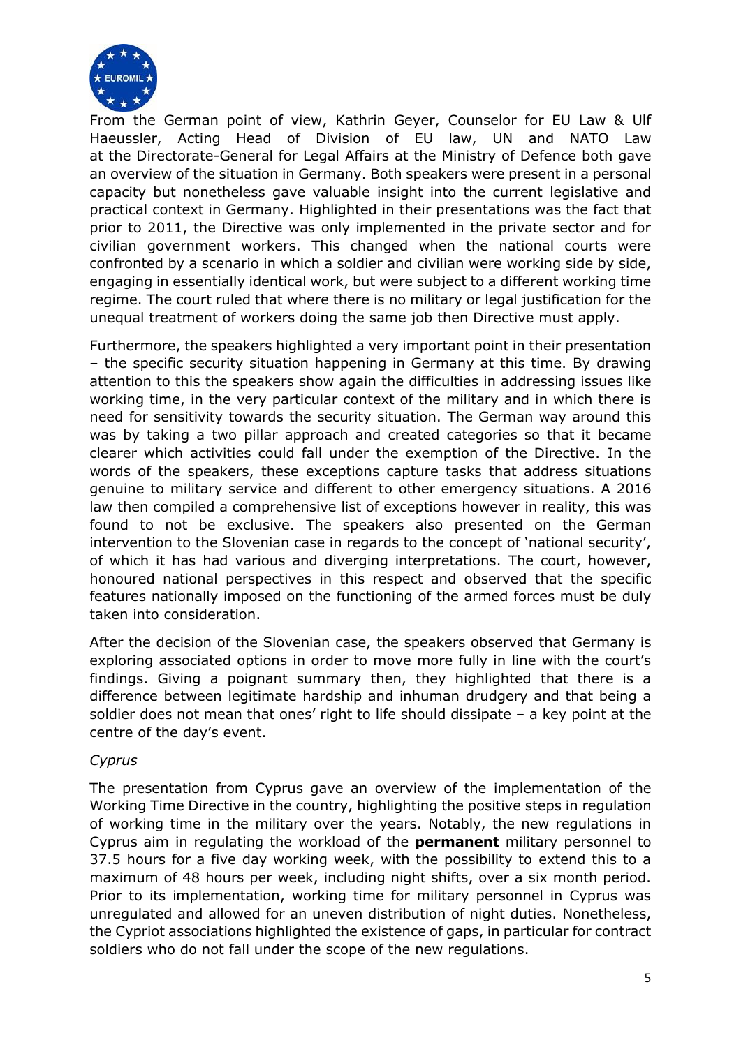From the German point of view, Kathrin Geyer, Counselor for EU Law & Ulf Haeussler, Acting Head of Division of EU law, UN and NATO Law at the Directorate-General for Legal Affairs at the Ministry of Defence both gave an overview of the situation in Germany. Both speakers were present in a personal capacity but nonetheless gave valuable insight into the current legislative and practical context in Germany. Highlighted in their presentations was the fact that prior to 2011, the Directive was only implemented in the private sector and for civilian government workers. This changed when the national courts were confronted by a scenario in which a soldier and civilian were working side by side, engaging in essentially identical work, but were subject to a different working time regime. The court ruled that where there is no military or legal justification for the unequal treatment of workers doing the same job then Directive must apply.

Furthermore, the speakers highlighted a very important point in their presentation – the specific security situation happening in Germany at this time. By drawing attention to this the speakers show again the difficulties in addressing issues like working time, in the very particular context of the military and in which there is need for sensitivity towards the security situation. The German way around this was by taking a two pillar approach and created categories so that it became clearer which activities could fall under the exemption of the Directive. In the words of the speakers, these exceptions capture tasks that address situations genuine to military service and different to other emergency situations. A 2016 law then compiled a comprehensive list of exceptions however in reality, this was found to not be exclusive. The speakers also presented on the German intervention to the Slovenian case in regards to the concept of 'national security', of which it has had various and diverging interpretations. The court, however, honoured national perspectives in this respect and observed that the specific features nationally imposed on the functioning of the armed forces must be duly taken into consideration.

After the decision of the Slovenian case, the speakers observed that Germany is exploring associated options in order to move more fully in line with the court's findings. Giving a poignant summary then, they highlighted that there is a difference between legitimate hardship and inhuman drudgery and that being a soldier does not mean that ones' right to life should dissipate – a key point at the centre of the day's event.

*Cyprus*

The presentation from Cyprus gave an overview of the implementation of the Working Time Directive in the country, highlighting the positive steps in regulation of working time in the military over the years. Notably, the new regulations in Cyprus aim in regulating the workload of the **permanent** military personnel to 37.5 hours for a five day working week, with the possibility to extend this to a maximum of 48 hours per week, including night shifts, over a six month period. Prior to its implementation, working time for military personnel in Cyprus was unregulated and allowed for an uneven distribution of night duties. Nonetheless, the Cypriot associations highlighted the existence of gaps, in particular for contract soldiers who do not fall under the scope of the new regulations.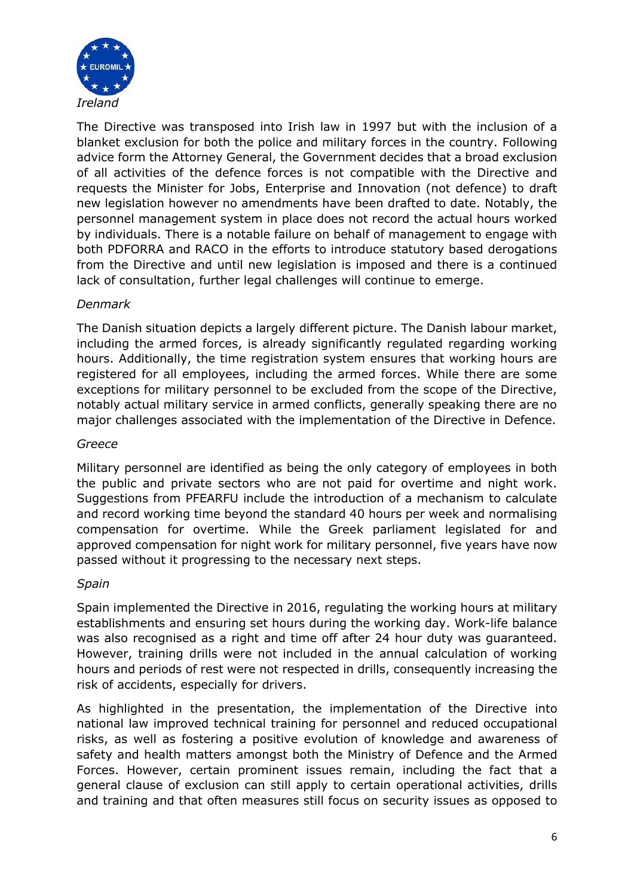*Ireland*

The Directive was transposed into Irish law in 1997 but with the inclusion of a blanket exclusion for both the police and military forces in the country. Following advice form the Attorney General, the Government decides that a broad exclusion of all activities of the defence forces is not compatible with the Directive and requests the Minister for Jobs, Enterprise and Innovation (not defence) to draft new legislation however no amendments have been drafted to date. Notably, the personnel management system in place does not record the actual hours worked by individuals. There is a notable failure on behalf of management to engage with both PDFORRA and RACO in the efforts to introduce statutory based derogations from the Directive and until new legislation is imposed and there is a continued lack of consultation, further legal challenges will continue to emerge.

*Denmark*

The Danish situation depicts a largely different picture. The Danish labour market, including the armed forces, is already significantly regulated regarding working hours. Additionally, the time registration system ensures that working hours are registered for all employees, including the armed forces. While there are some exceptions for military personnel to be excluded from the scope of the Directive, notably actual military service in armed conflicts, generally speaking there are no major challenges associated with the implementation of the Directive in Defence.

*Greece*

Military personnel are identified as being the only category of employees in both the public and private sectors who are not paid for overtime and night work. Suggestions from PFEARFU include the introduction of a mechanism to calculate and record working time beyond the standard 40 hours per week and normalising compensation for overtime. While the Greek parliament legislated for and approved compensation for night work for military personnel, five years have now passed without it progressing to the necessary next steps.

*Spain*

Spain implemented the Directive in 2016, regulating the working hours at military establishments and ensuring set hours during the working day. Work-life balance was also recognised as a right and time off after 24 hour duty was guaranteed. However, training drills were not included in the annual calculation of working hours and periods of rest were not respected in drills, consequently increasing the risk of accidents, especially for drivers.

As highlighted in the presentation, the implementation of the Directive into national law improved technical training for personnel and reduced occupational risks, as well as fostering a positive evolution of knowledge and awareness of safety and health matters amongst both the Ministry of Defence and the Armed Forces. However, certain prominent issues remain, including the fact that a general clause of exclusion can still apply to certain operational activities, drills and training and that often measures still focus on security issues as opposed to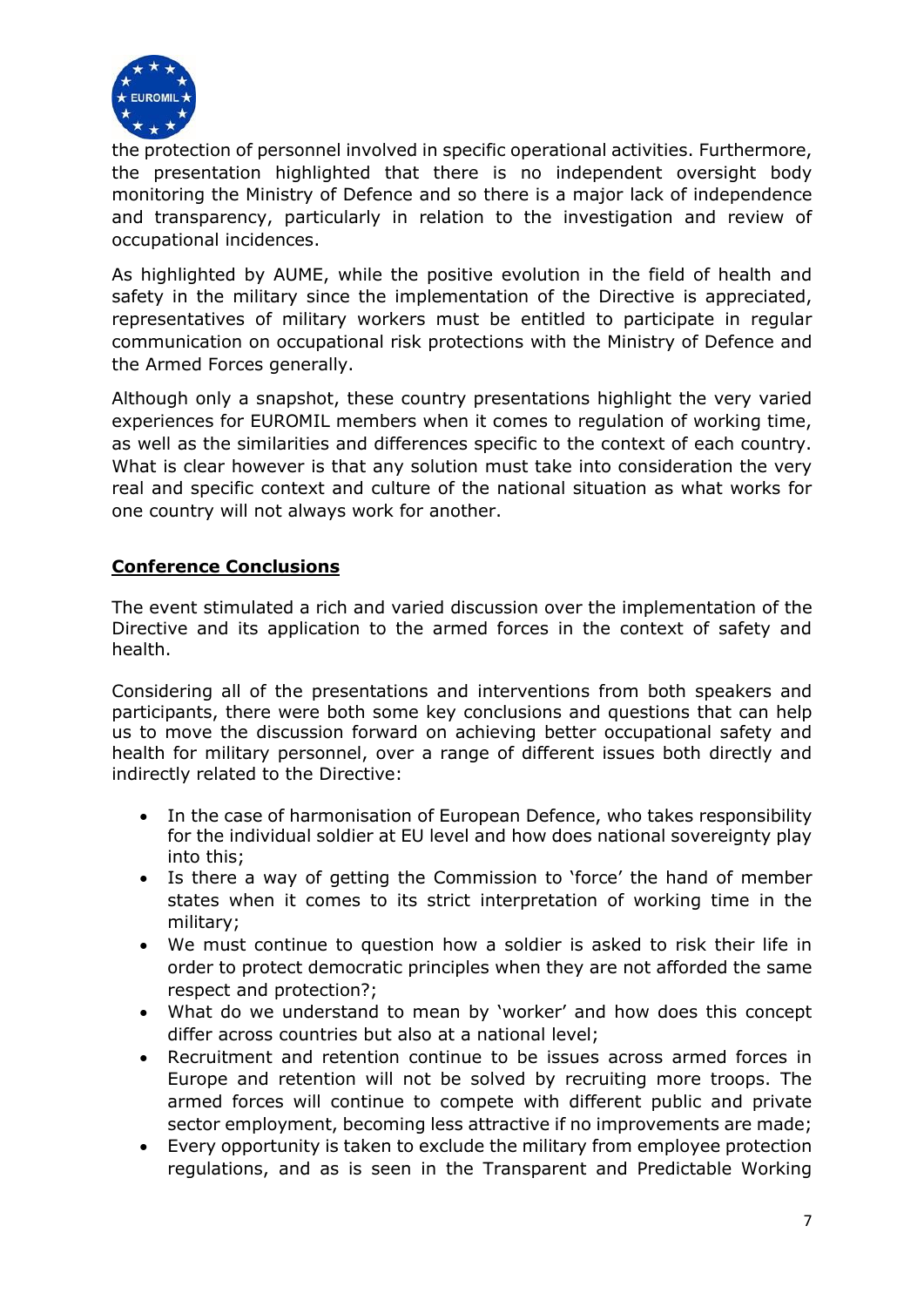the protection of personnel involved in specific operational activities. Furthermore, the presentation highlighted that there is no independent oversight body monitoring the Ministry of Defence and so there is a major lack of independence and transparency, particularly in relation to the investigation and review of occupational incidences.

As highlighted by AUME, while the positive evolution in the field of health and safety in the military since the implementation of the Directive is appreciated, representatives of military workers must be entitled to participate in regular communication on occupational risk protections with the Ministry of Defence and the Armed Forces generally.

Although only a snapshot, these country presentations highlight the very varied experiences for EUROMIL members when it comes to regulation of working time, as well as the similarities and differences specific to the context of each country. What is clear however is that any solution must take into consideration the very real and specific context and culture of the national situation as what works for one country will not always work for another.

## Conference Conclusions

The event stimulated a rich and varied discussion over the implementation of the Directive and its application to the armed forces in the context of safety and health.

Considering all of the presentations and interventions from both speakers and participants, there were both some key conclusions and questions that can help us to move the discussion forward on achieving better occupational safety and health for military personnel, over a range of different issues both directly and indirectly related to the Directive:

- In the case of harmonisation of European Defence, who takes responsibility for the individual soldier at EU level and how does national sovereignty play into this;
- Is there a way of getting the Commission to 'force' the hand of member states when it comes to its strict interpretation of working time in the military;
- We must continue to question how a soldier is asked to risk their life in order to protect democratic principles when they are not afforded the same respect and protection?;
- What do we understand to mean by 'worker' and how does this concept differ across countries but also at a national level;
- Recruitment and retention continue to be issues across armed forces in Europe and retention will not be solved by recruiting more troops. The armed forces will continue to compete with different public and private sector employment, becoming less attractive if no improvements are made;
- Every opportunity is taken to exclude the military from employee protection regulations, and as is seen in the Transparent and Predictable Working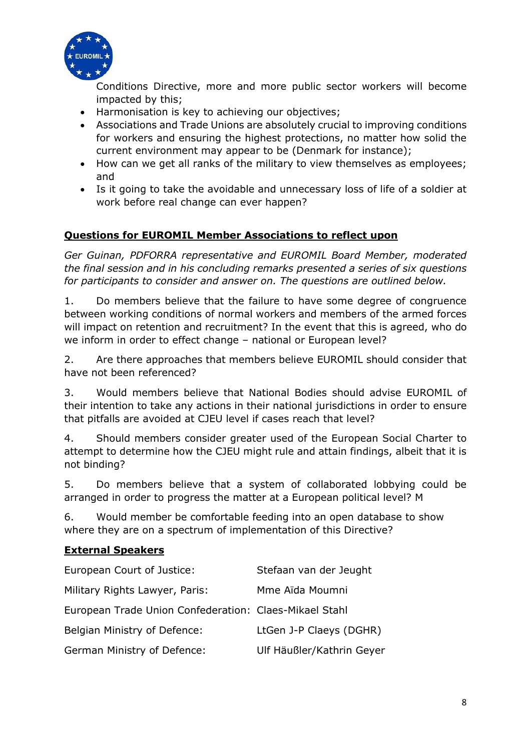Conditions Directive, more and more public sector workers will become impacted by this;

- Harmonisation is key to achieving our objectives;
- Associations and Trade Unions are absolutely crucial to improving conditions for workers and ensuring the highest protections, no matter how solid the current environment may appear to be (Denmark for instance);
- How can we get all ranks of the military to view themselves as employees; and
- Is it going to take the avoidable and unnecessary loss of life of a soldier at work before real change can ever happen?

## Questions for EUROMIL Member Associations to reflect upon

*Ger Guinan, PDFORRA representative and EUROMIL Board Member, moderated the final session and in his concluding remarks presented a series of six questions for participants to consider and answer on. The questions are outlined below.*

1. Do members believe that the failure to have some degree of congruence between working conditions of normal workers and members of the armed forces will impact on retention and recruitment? In the event that this is agreed, who do we inform in order to effect change – national or European level?

2. Are there approaches that members believe EUROMIL should consider that have not been referenced?

3. Would members believe that National Bodies should advise EUROMIL of their intention to take any actions in their national jurisdictions in order to ensure that pitfalls are avoided at CJEU level if cases reach that level?

4. Should members consider greater used of the European Social Charter to attempt to determine how the CJEU might rule and attain findings, albeit that it is not binding?

5. Do members believe that a system of collaborated lobbying could be arranged in order to progress the matter at a European political level? M

6. Would member be comfortable feeding into an open database to show where they are on a spectrum of implementation of this Directive?

## External Speakers

| | |
|---|---|
| European Court of Justice: | Stefaan van der Jeught |
| Military Rights Lawyer, Paris: | Mme Aïda Moumni |
| European Trade Union Confederation: | Claes-Mikael Stahl |
| Belgian Ministry of Defence: | LtGen J-P Claeys (DGHR) |
| German Ministry of Defence: | Ulf Häußler/Kathrin Geyer |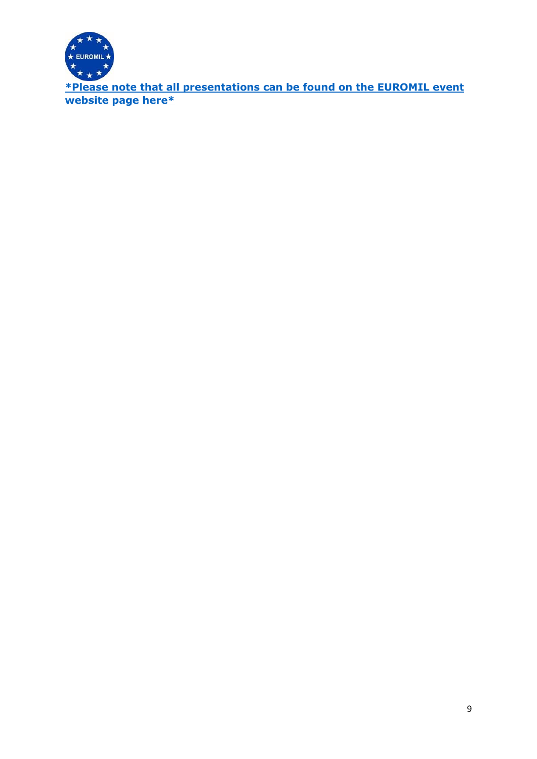**\*Please note that all presentations can be found on the EUROMIL event website page here\***